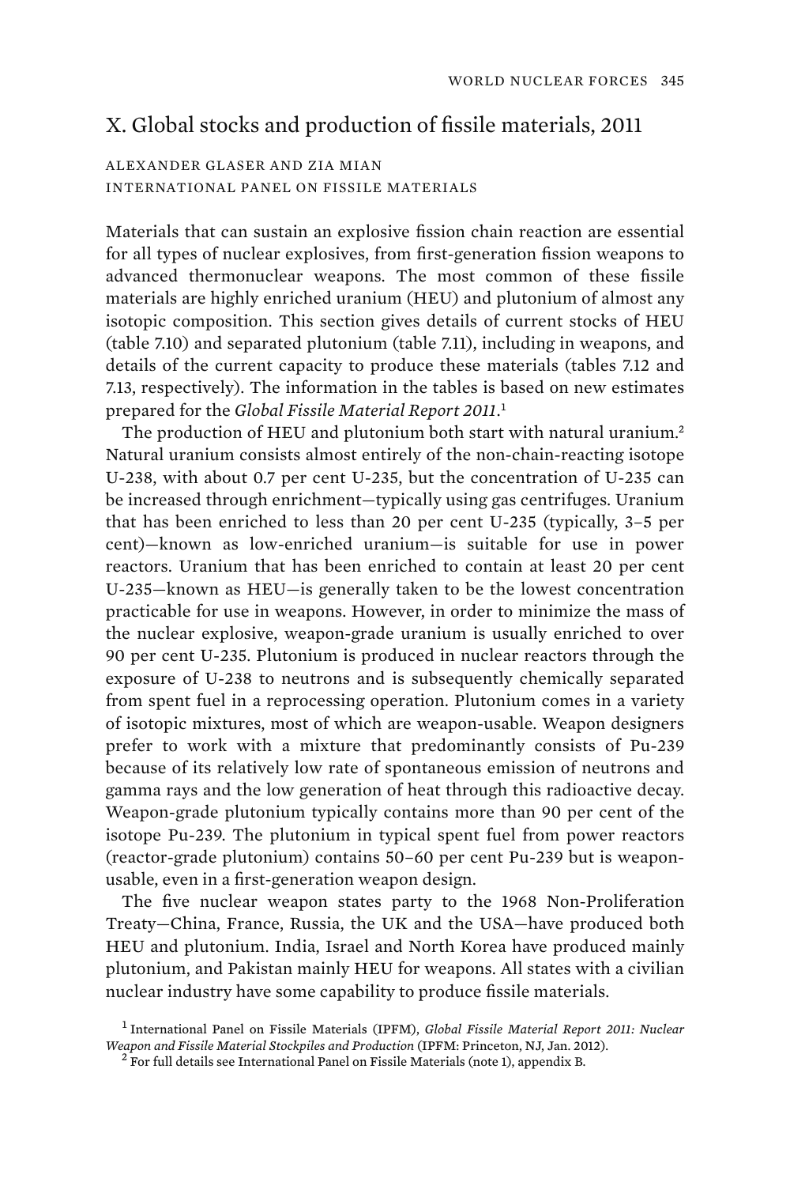## X. Global stocks and production of fissile materials, 2011

ALEXANDER GLASER AND ZIA MIAN
INTERNATIONAL PANEL ON FISSILE MATERIALS

Materials that can sustain an explosive fission chain reaction are essential for all types of nuclear explosives, from first-generation fission weapons to advanced thermonuclear weapons. The most common of these fissile materials are highly enriched uranium (HEU) and plutonium of almost any isotopic composition. This section gives details of current stocks of HEU (table 7.10) and separated plutonium (table 7.11), including in weapons, and details of the current capacity to produce these materials (tables 7.12 and 7.13, respectively). The information in the tables is based on new estimates prepared for the *Global Fissile Material Report 2011*.[1]

The production of HEU and plutonium both start with natural uranium.[2] Natural uranium consists almost entirely of the non-chain-reacting isotope U-238, with about 0.7 per cent U-235, but the concentration of U-235 can be increased through enrichment—typically using gas centrifuges. Uranium that has been enriched to less than 20 per cent U-235 (typically, 3–5 per cent)—known as low-enriched uranium—is suitable for use in power reactors. Uranium that has been enriched to contain at least 20 per cent U-235—known as HEU—is generally taken to be the lowest concentration practicable for use in weapons. However, in order to minimize the mass of the nuclear explosive, weapon-grade uranium is usually enriched to over 90 per cent U-235. Plutonium is produced in nuclear reactors through the exposure of U-238 to neutrons and is subsequently chemically separated from spent fuel in a reprocessing operation. Plutonium comes in a variety of isotopic mixtures, most of which are weapon-usable. Weapon designers prefer to work with a mixture that predominantly consists of Pu-239 because of its relatively low rate of spontaneous emission of neutrons and gamma rays and the low generation of heat through this radioactive decay. Weapon-grade plutonium typically contains more than 90 per cent of the isotope Pu-239. The plutonium in typical spent fuel from power reactors (reactor-grade plutonium) contains 50–60 per cent Pu-239 but is weapon-usable, even in a first-generation weapon design.

The five nuclear weapon states party to the 1968 Non-Proliferation Treaty—China, France, Russia, the UK and the USA—have produced both HEU and plutonium. India, Israel and North Korea have produced mainly plutonium, and Pakistan mainly HEU for weapons. All states with a civilian nuclear industry have some capability to produce fissile materials.

[1] International Panel on Fissile Materials (IPFM), *Global Fissile Material Report 2011: Nuclear Weapon and Fissile Material Stockpiles and Production* (IPFM: Princeton, NJ, Jan. 2012).

[2] For full details see International Panel on Fissile Materials (note 1), appendix B.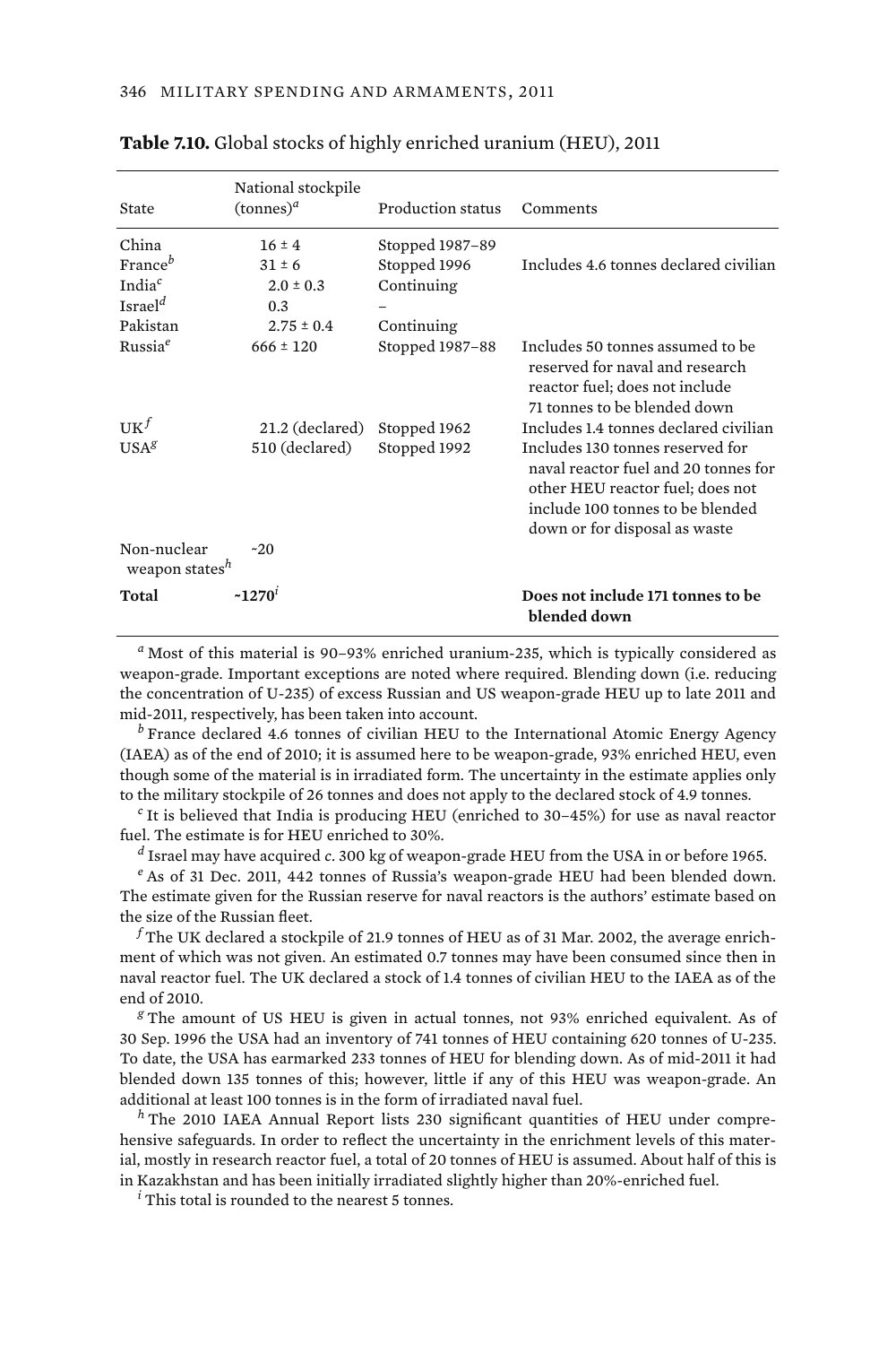**Table 7.10.** Global stocks of highly enriched uranium (HEU), 2011

| State | National stockpile (tonnes)[a] | Production status | Comments |
|---|---|---|---|
| China | 16 ± 4 | Stopped 1987–89 | |
| France[b] | 31 ± 6 | Stopped 1996 | Includes 4.6 tonnes declared civilian |
| India[c] | 2.0 ± 0.3 | Continuing | |
| Israel[d] | 0.3 | – | |
| Pakistan | 2.75 ± 0.4 | Continuing | |
| Russia[e] | 666 ± 120 | Stopped 1987–88 | Includes 50 tonnes assumed to be reserved for naval and research reactor fuel; does not include 71 tonnes to be blended down |
| UK[f] | 21.2 (declared) | Stopped 1962 | Includes 1.4 tonnes declared civilian |
| USA[g] | 510 (declared) | Stopped 1992 | Includes 130 tonnes reserved for naval reactor fuel and 20 tonnes for other HEU reactor fuel; does not include 100 tonnes to be blended down or for disposal as waste |
| Non-nuclear weapon states[h] | ~20 | | |
| **Total** | **~1270**[i] | | **Does not include 171 tonnes to be blended down** |

[a] Most of this material is 90–93% enriched uranium-235, which is typically considered as weapon-grade. Important exceptions are noted where required. Blending down (i.e. reducing the concentration of U-235) of excess Russian and US weapon-grade HEU up to late 2011 and mid-2011, respectively, has been taken into account.

[b] France declared 4.6 tonnes of civilian HEU to the International Atomic Energy Agency (IAEA) as of the end of 2010; it is assumed here to be weapon-grade, 93% enriched HEU, even though some of the material is in irradiated form. The uncertainty in the estimate applies only to the military stockpile of 26 tonnes and does not apply to the declared stock of 4.9 tonnes.

[c] It is believed that India is producing HEU (enriched to 30–45%) for use as naval reactor fuel. The estimate is for HEU enriched to 30%.

[d] Israel may have acquired *c.* 300 kg of weapon-grade HEU from the USA in or before 1965.

[e] As of 31 Dec. 2011, 442 tonnes of Russia's weapon-grade HEU had been blended down. The estimate given for the Russian reserve for naval reactors is the authors' estimate based on the size of the Russian fleet.

[f] The UK declared a stockpile of 21.9 tonnes of HEU as of 31 Mar. 2002, the average enrichment of which was not given. An estimated 0.7 tonnes may have been consumed since then in naval reactor fuel. The UK declared a stock of 1.4 tonnes of civilian HEU to the IAEA as of the end of 2010.

[g] The amount of US HEU is given in actual tonnes, not 93% enriched equivalent. As of 30 Sep. 1996 the USA had an inventory of 741 tonnes of HEU containing 620 tonnes of U-235. To date, the USA has earmarked 233 tonnes of HEU for blending down. As of mid-2011 it had blended down 135 tonnes of this; however, little if any of this HEU was weapon-grade. An additional at least 100 tonnes is in the form of irradiated naval fuel.

[h] The 2010 IAEA Annual Report lists 230 significant quantities of HEU under comprehensive safeguards. In order to reflect the uncertainty in the enrichment levels of this material, mostly in research reactor fuel, a total of 20 tonnes of HEU is assumed. About half of this is in Kazakhstan and has been initially irradiated slightly higher than 20%-enriched fuel.

[i] This total is rounded to the nearest 5 tonnes.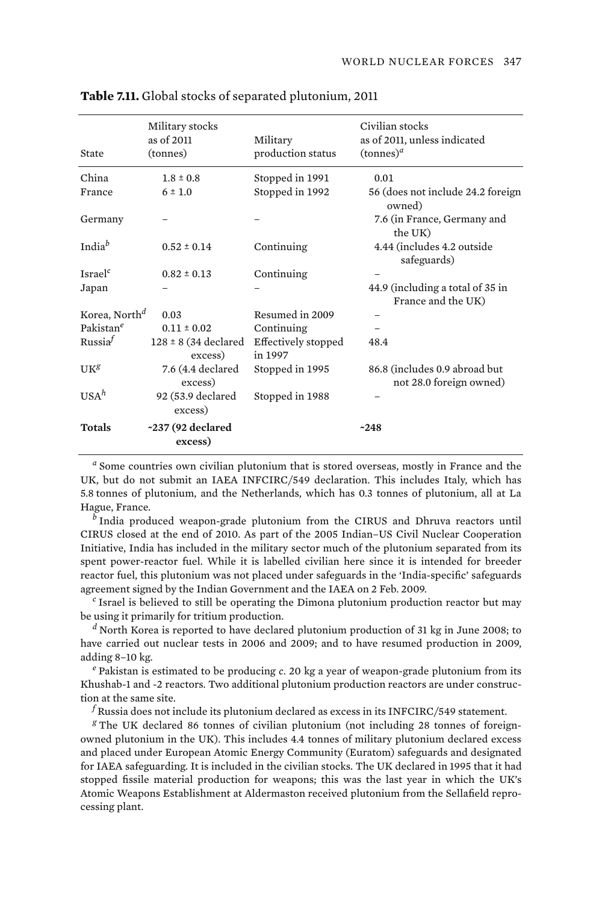**Table 7.11.** Global stocks of separated plutonium, 2011

| State | Military stocks as of 2011 (tonnes) | Military production status | Civilian stocks as of 2011, unless indicated (tonnes)[a] |
|---|---|---|---|
| China | 1.8 ± 0.8 | Stopped in 1991 | 0.01 |
| France | 6 ± 1.0 | Stopped in 1992 | 56 (does not include 24.2 foreign owned) |
| Germany | – | – | 7.6 (in France, Germany and the UK) |
| India[b] | 0.52 ± 0.14 | Continuing | 4.44 (includes 4.2 outside safeguards) |
| Israel[c] | 0.82 ± 0.13 | Continuing | – |
| Japan | – | – | 44.9 (including a total of 35 in France and the UK) |
| Korea, North[d] | 0.03 | Resumed in 2009 | – |
| Pakistan[e] | 0.11 ± 0.02 | Continuing | – |
| Russia[f] | 128 ± 8 (34 declared excess) | Effectively stopped in 1997 | 48.4 |
| UK[g] | 7.6 (4.4 declared excess) | Stopped in 1995 | 86.8 (includes 0.9 abroad but not 28.0 foreign owned) |
| USA[h] | 92 (53.9 declared excess) | Stopped in 1988 | – |
| **Totals** | **~237 (92 declared excess)** | | **~248** |

[a] Some countries own civilian plutonium that is stored overseas, mostly in France and the UK, but do not submit an IAEA INFCIRC/549 declaration. This includes Italy, which has 5.8 tonnes of plutonium, and the Netherlands, which has 0.3 tonnes of plutonium, all at La Hague, France.

[b] India produced weapon-grade plutonium from the CIRUS and Dhruva reactors until CIRUS closed at the end of 2010. As part of the 2005 Indian–US Civil Nuclear Cooperation Initiative, India has included in the military sector much of the plutonium separated from its spent power-reactor fuel. While it is labelled civilian here since it is intended for breeder reactor fuel, this plutonium was not placed under safeguards in the 'India-specific' safeguards agreement signed by the Indian Government and the IAEA on 2 Feb. 2009.

[c] Israel is believed to still be operating the Dimona plutonium production reactor but may be using it primarily for tritium production.

[d] North Korea is reported to have declared plutonium production of 31 kg in June 2008; to have carried out nuclear tests in 2006 and 2009; and to have resumed production in 2009, adding 8–10 kg.

[e] Pakistan is estimated to be producing *c*. 20 kg a year of weapon-grade plutonium from its Khushab-1 and -2 reactors. Two additional plutonium production reactors are under construction at the same site.

[f] Russia does not include its plutonium declared as excess in its INFCIRC/549 statement.

[g] The UK declared 86 tonnes of civilian plutonium (not including 28 tonnes of foreign-owned plutonium in the UK). This includes 4.4 tonnes of military plutonium declared excess and placed under European Atomic Energy Community (Euratom) safeguards and designated for IAEA safeguarding. It is included in the civilian stocks. The UK declared in 1995 that it had stopped fissile material production for weapons; this was the last year in which the UK's Atomic Weapons Establishment at Aldermaston received plutonium from the Sellafield reprocessing plant.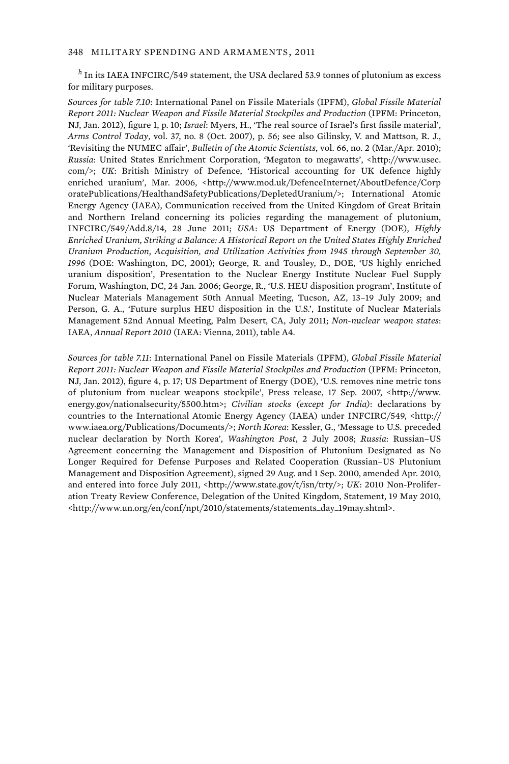[h] In its IAEA INFCIRC/549 statement, the USA declared 53.9 tonnes of plutonium as excess for military purposes.

*Sources for table 7.10*: International Panel on Fissile Materials (IPFM), *Global Fissile Material Report 2011: Nuclear Weapon and Fissile Material Stockpiles and Production* (IPFM: Princeton, NJ, Jan. 2012), figure 1, p. 10; *Israel*: Myers, H., 'The real source of Israel's first fissile material', *Arms Control Today*, vol. 37, no. 8 (Oct. 2007), p. 56; see also Gilinsky, V. and Mattson, R. J., 'Revisiting the NUMEC affair', *Bulletin of the Atomic Scientists*, vol. 66, no. 2 (Mar./Apr. 2010); *Russia*: United States Enrichment Corporation, 'Megaton to megawatts', <http://www.usec.com/>; *UK*: British Ministry of Defence, 'Historical accounting for UK defence highly enriched uranium', Mar. 2006, <http://www.mod.uk/DefenceInternet/AboutDefence/CorporatePublications/HealthandSafetyPublications/DepletedUranium/>; International Atomic Energy Agency (IAEA), Communication received from the United Kingdom of Great Britain and Northern Ireland concerning its policies regarding the management of plutonium, INFCIRC/549/Add.8/14, 28 June 2011; *USA*: US Department of Energy (DOE), *Highly Enriched Uranium, Striking a Balance: A Historical Report on the United States Highly Enriched Uranium Production, Acquisition, and Utilization Activities from 1945 through September 30, 1996* (DOE: Washington, DC, 2001); George, R. and Tousley, D., DOE, 'US highly enriched uranium disposition', Presentation to the Nuclear Energy Institute Nuclear Fuel Supply Forum, Washington, DC, 24 Jan. 2006; George, R., 'U.S. HEU disposition program', Institute of Nuclear Materials Management 50th Annual Meeting, Tucson, AZ, 13–19 July 2009; and Person, G. A., 'Future surplus HEU disposition in the U.S.', Institute of Nuclear Materials Management 52nd Annual Meeting, Palm Desert, CA, July 2011; *Non-nuclear weapon states*: IAEA, *Annual Report 2010* (IAEA: Vienna, 2011), table A4.

*Sources for table 7.11*: International Panel on Fissile Materials (IPFM), *Global Fissile Material Report 2011: Nuclear Weapon and Fissile Material Stockpiles and Production* (IPFM: Princeton, NJ, Jan. 2012), figure 4, p. 17; US Department of Energy (DOE), 'U.S. removes nine metric tons of plutonium from nuclear weapons stockpile', Press release, 17 Sep. 2007, <http://www.energy.gov/nationalsecurity/5500.htm>; *Civilian stocks (except for India)*: declarations by countries to the International Atomic Energy Agency (IAEA) under INFCIRC/549, <http://www.iaea.org/Publications/Documents/>; *North Korea*: Kessler, G., 'Message to U.S. preceded nuclear declaration by North Korea', *Washington Post*, 2 July 2008; *Russia*: Russian–US Agreement concerning the Management and Disposition of Plutonium Designated as No Longer Required for Defense Purposes and Related Cooperation (Russian–US Plutonium Management and Disposition Agreement), signed 29 Aug. and 1 Sep. 2000, amended Apr. 2010, and entered into force July 2011, <http://www.state.gov/t/isn/trty/>; *UK*: 2010 Non-Proliferation Treaty Review Conference, Delegation of the United Kingdom, Statement, 19 May 2010, <http://www.un.org/en/conf/npt/2010/statements/statements_day_19may.shtml>.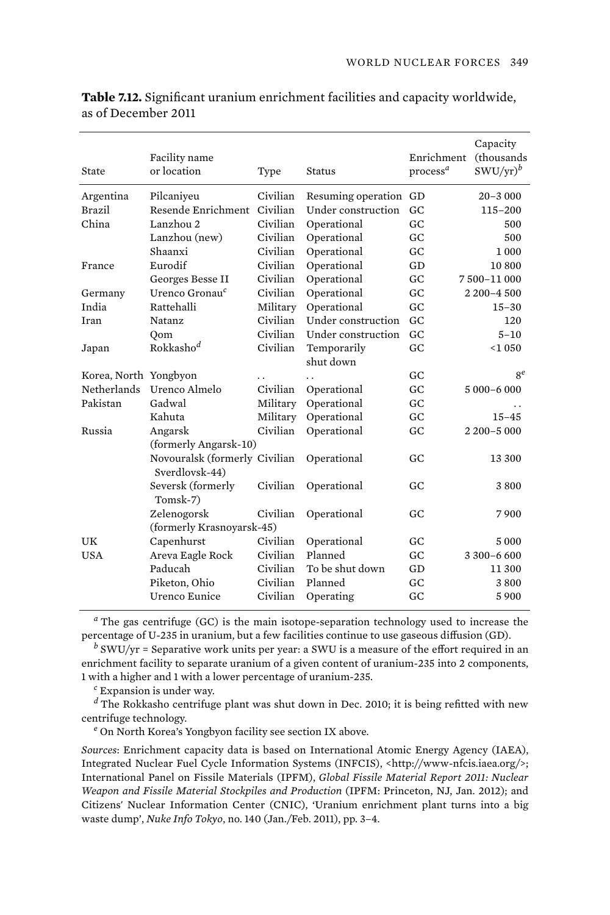**Table 7.12.** Significant uranium enrichment facilities and capacity worldwide, as of December 2011

| State | Facility name or location | Type | Status | Enrichment process[a] | Capacity (thousands SWU/yr)[b] |
|---|---|---|---|---|---|
| Argentina | Pilcaniyeu | Civilian | Resuming operation | GD | 20–3 000 |
| Brazil | Resende Enrichment | Civilian | Under construction | GC | 115–200 |
| China | Lanzhou 2 | Civilian | Operational | GC | 500 |
| | Lanzhou (new) | Civilian | Operational | GC | 500 |
| | Shaanxi | Civilian | Operational | GC | 1 000 |
| France | Eurodif | Civilian | Operational | GD | 10 800 |
| | Georges Besse II | Civilian | Operational | GC | 7 500–11 000 |
| Germany | Urenco Gronau[c] | Civilian | Operational | GC | 2 200–4 500 |
| India | Rattehalli | Military | Operational | GC | 15–30 |
| Iran | Natanz | Civilian | Under construction | GC | 120 |
| | Qom | Civilian | Under construction | GC | 5–10 |
| Japan | Rokkasho[d] | Civilian | Temporarily shut down | GC | <1 050 |
| Korea, North | Yongbyon | . . | . . | GC | 8[e] |
| Netherlands | Urenco Almelo | Civilian | Operational | GC | 5 000–6 000 |
| Pakistan | Gadwal | Military | Operational | GC | . . |
| | Kahuta | Military | Operational | GC | 15–45 |
| Russia | Angarsk (formerly Angarsk-10) | Civilian | Operational | GC | 2 200–5 000 |
| | Novouralsk (formerly Sverdlovsk-44) | Civilian | Operational | GC | 13 300 |
| | Seversk (formerly Tomsk-7) | Civilian | Operational | GC | 3 800 |
| | Zelenogorsk (formerly Krasnoyarsk-45) | Civilian | Operational | GC | 7 900 |
| UK | Capenhurst | Civilian | Operational | GC | 5 000 |
| USA | Areva Eagle Rock | Civilian | Planned | GC | 3 300–6 600 |
| | Paducah | Civilian | To be shut down | GD | 11 300 |
| | Piketon, Ohio | Civilian | Planned | GC | 3 800 |
| | Urenco Eunice | Civilian | Operating | GC | 5 900 |

[a] The gas centrifuge (GC) is the main isotope-separation technology used to increase the percentage of U-235 in uranium, but a few facilities continue to use gaseous diffusion (GD).

[b] SWU/yr = Separative work units per year: a SWU is a measure of the effort required in an enrichment facility to separate uranium of a given content of uranium-235 into 2 components, 1 with a higher and 1 with a lower percentage of uranium-235.

[c] Expansion is under way.

[d] The Rokkasho centrifuge plant was shut down in Dec. 2010; it is being refitted with new centrifuge technology.

[e] On North Korea's Yongbyon facility see section IX above.

*Sources*: Enrichment capacity data is based on International Atomic Energy Agency (IAEA), Integrated Nuclear Fuel Cycle Information Systems (INFCIS), <http://www-nfcis.iaea.org/>; International Panel on Fissile Materials (IPFM), *Global Fissile Material Report 2011: Nuclear Weapon and Fissile Material Stockpiles and Production* (IPFM: Princeton, NJ, Jan. 2012); and Citizens' Nuclear Information Center (CNIC), 'Uranium enrichment plant turns into a big waste dump', *Nuke Info Tokyo*, no. 140 (Jan./Feb. 2011), pp. 3–4.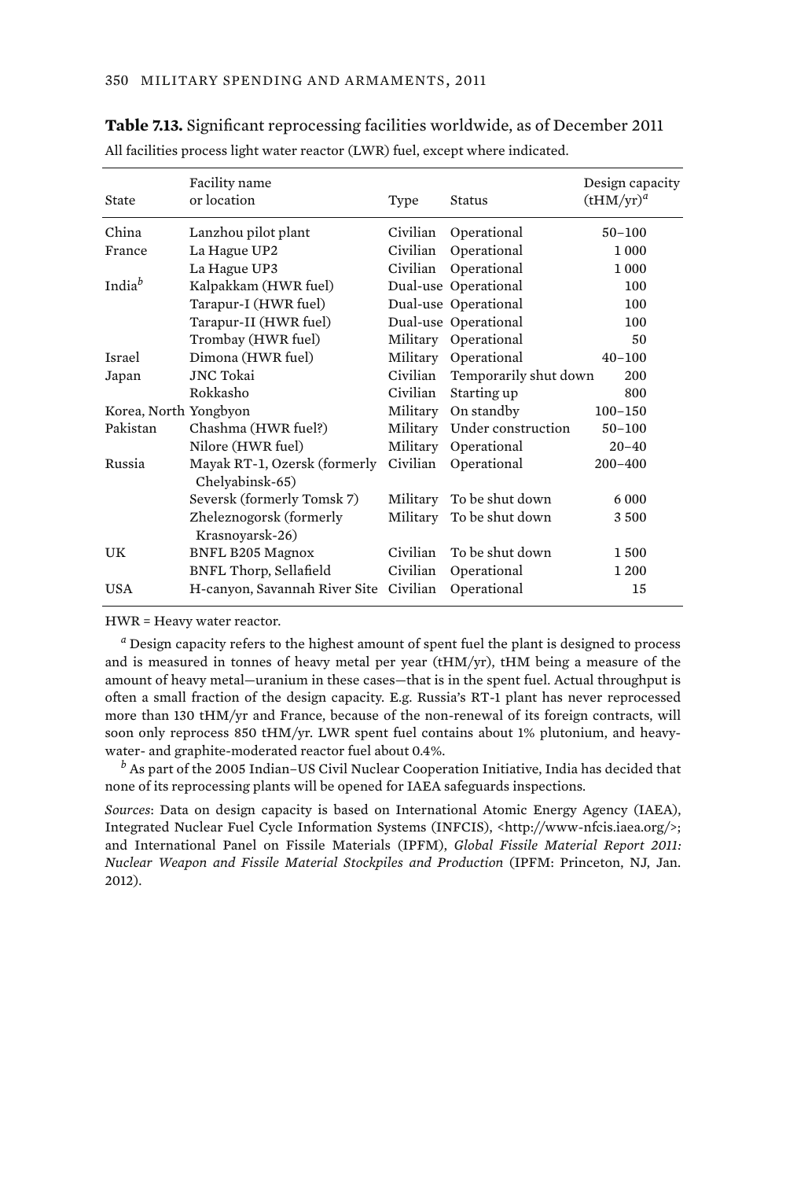**Table 7.13.** Significant reprocessing facilities worldwide, as of December 2011

All facilities process light water reactor (LWR) fuel, except where indicated.

| State | Facility name or location | Type | Status | Design capacity (tHM/yr)[a] |
|---|---|---|---|---|
| China | Lanzhou pilot plant | Civilian | Operational | 50–100 |
| France | La Hague UP2 | Civilian | Operational | 1 000 |
| | La Hague UP3 | Civilian | Operational | 1 000 |
| India[b] | Kalpakkam (HWR fuel) | Dual-use | Operational | 100 |
| | Tarapur-I (HWR fuel) | Dual-use | Operational | 100 |
| | Tarapur-II (HWR fuel) | Dual-use | Operational | 100 |
| | Trombay (HWR fuel) | Military | Operational | 50 |
| Israel | Dimona (HWR fuel) | Military | Operational | 40–100 |
| Japan | JNC Tokai | Civilian | Temporarily shut down | 200 |
| | Rokkasho | Civilian | Starting up | 800 |
| Korea, North | Yongbyon | Military | On standby | 100–150 |
| Pakistan | Chashma (HWR fuel?) | Military | Under construction | 50–100 |
| | Nilore (HWR fuel) | Military | Operational | 20–40 |
| Russia | Mayak RT-1, Ozersk (formerly Chelyabinsk-65) | Civilian | Operational | 200–400 |
| | Seversk (formerly Tomsk 7) | Military | To be shut down | 6 000 |
| | Zheleznogorsk (formerly Krasnoyarsk-26) | Military | To be shut down | 3 500 |
| UK | BNFL B205 Magnox | Civilian | To be shut down | 1 500 |
| | BNFL Thorp, Sellafield | Civilian | Operational | 1 200 |
| USA | H-canyon, Savannah River Site | Civilian | Operational | 15 |

HWR = Heavy water reactor.

[a] Design capacity refers to the highest amount of spent fuel the plant is designed to process and is measured in tonnes of heavy metal per year (tHM/yr), tHM being a measure of the amount of heavy metal—uranium in these cases—that is in the spent fuel. Actual throughput is often a small fraction of the design capacity. E.g. Russia's RT-1 plant has never reprocessed more than 130 tHM/yr and France, because of the non-renewal of its foreign contracts, will soon only reprocess 850 tHM/yr. LWR spent fuel contains about 1% plutonium, and heavy-water- and graphite-moderated reactor fuel about 0.4%.

[b] As part of the 2005 Indian–US Civil Nuclear Cooperation Initiative, India has decided that none of its reprocessing plants will be opened for IAEA safeguards inspections.

*Sources*: Data on design capacity is based on International Atomic Energy Agency (IAEA), Integrated Nuclear Fuel Cycle Information Systems (INFCIS), <http://www-nfcis.iaea.org/>; and International Panel on Fissile Materials (IPFM), *Global Fissile Material Report 2011: Nuclear Weapon and Fissile Material Stockpiles and Production* (IPFM: Princeton, NJ, Jan. 2012).